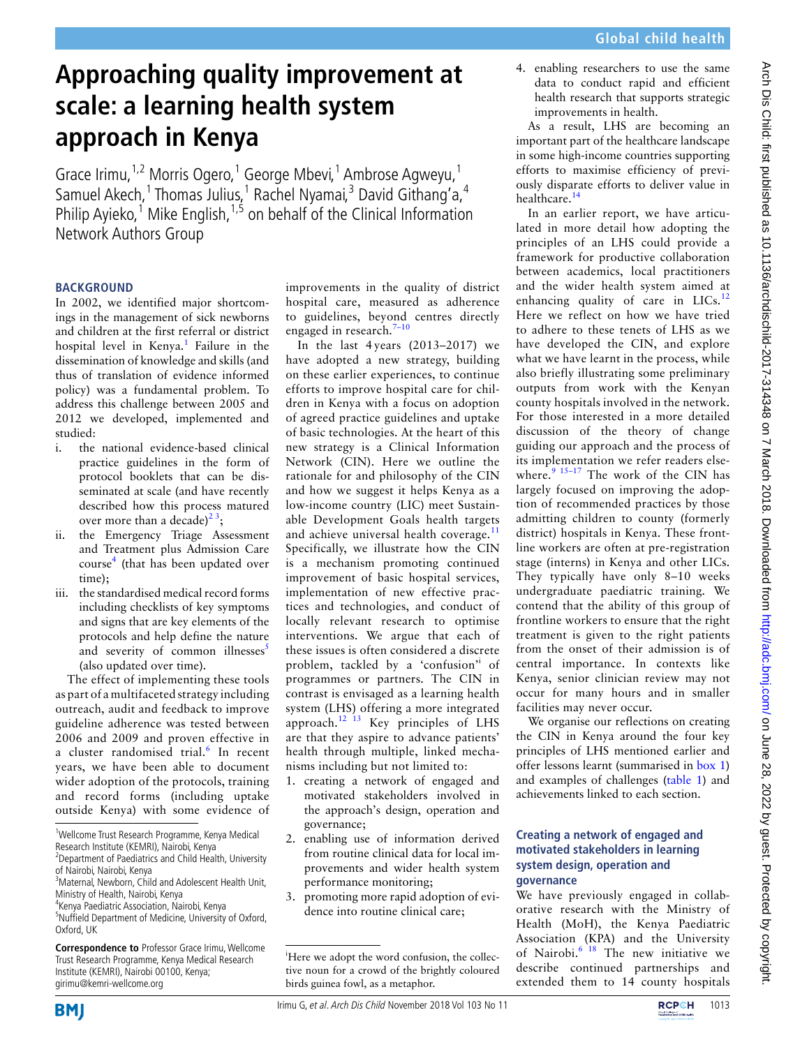# Approaching quality improvement at scale: a learning health system approach in Kenya

Grace Irimu,[1,2] Morris Ogero,[1] George Mbevi,[1] Ambrose Agweyu,[1] Samuel Akech,[1] Thomas Julius,[1] Rachel Nyamai,[3] David Githang'a,[4] Philip Ayieko,[1] Mike English,[1,5] on behalf of the Clinical Information Network Authors Group

## BACKGROUND

In 2002, we identified major shortcomings in the management of sick newborns and children at the first referral or district hospital level in Kenya.[1] Failure in the dissemination of knowledge and skills (and thus of translation of evidence informed policy) was a fundamental problem. To address this challenge between 2005 and 2012 we developed, implemented and studied:

i. the national evidence-based clinical practice guidelines in the form of protocol booklets that can be disseminated at scale (and have recently described how this process matured over more than a decade)[2,3];
ii. the Emergency Triage Assessment and Treatment plus Admission Care course[4] (that has been updated over time);
iii. the standardised medical record forms including checklists of key symptoms and signs that are key elements of the protocols and help define the nature and severity of common illnesses[5] (also updated over time).

The effect of implementing these tools as part of a multifaceted strategy including outreach, audit and feedback to improve guideline adherence was tested between 2006 and 2009 and proven effective in a cluster randomised trial.[6] In recent years, we have been able to document wider adoption of the protocols, training and record forms (including uptake outside Kenya) with some evidence of improvements in the quality of district hospital care, measured as adherence to guidelines, beyond centres directly engaged in research.[7–10]

In the last 4 years (2013–2017) we have adopted a new strategy, building on these earlier experiences, to continue efforts to improve hospital care for children in Kenya with a focus on adoption of agreed practice guidelines and uptake of basic technologies. At the heart of this new strategy is a Clinical Information Network (CIN). Here we outline the rationale for and philosophy of the CIN and how we suggest it helps Kenya as a low-income country (LIC) meet Sustainable Development Goals health targets and achieve universal health coverage.[11] Specifically, we illustrate how the CIN is a mechanism promoting continued improvement of basic hospital services, implementation of new effective practices and technologies, and conduct of locally relevant research to optimise interventions. We argue that each of these issues is often considered a discrete problem, tackled by a 'confusion'[i] of programmes or partners. The CIN in contrast is envisaged as a learning health system (LHS) offering a more integrated approach.[12,13] Key principles of LHS are that they aspire to advance patients' health through multiple, linked mechanisms including but not limited to:

1. creating a network of engaged and motivated stakeholders involved in the approach's design, operation and governance;
2. enabling use of information derived from routine clinical data for local improvements and wider health system performance monitoring;
3. promoting more rapid adoption of evidence into routine clinical care;
4. enabling researchers to use the same data to conduct rapid and efficient health research that supports strategic improvements in health.

As a result, LHS are becoming an important part of the healthcare landscape in some high-income countries supporting efforts to maximise efficiency of previously disparate efforts to deliver value in healthcare.[14]

In an earlier report, we have articulated in more detail how adopting the principles of an LHS could provide a framework for productive collaboration between academics, local practitioners and the wider health system aimed at enhancing quality of care in LICs.[12] Here we reflect on how we have tried to adhere to these tenets of LHS as we have developed the CIN, and explore what we have learnt in the process, while also briefly illustrating some preliminary outputs from work with the Kenyan county hospitals involved in the network. For those interested in a more detailed discussion of the theory of change guiding our approach and the process of its implementation we refer readers elsewhere.[9,15–17] The work of the CIN has largely focused on improving the adoption of recommended practices by those admitting children to county (formerly district) hospitals in Kenya. These frontline workers are often at pre-registration stage (interns) in Kenya and other LICs. They typically have only 8–10 weeks undergraduate paediatric training. We contend that the ability of this group of frontline workers to ensure that the right treatment is given to the right patients from the onset of their admission is of central importance. In contexts like Kenya, senior clinician review may not occur for many hours and in smaller facilities may never occur.

We organise our reflections on creating the CIN in Kenya around the four key principles of LHS mentioned earlier and offer lessons learnt (summarised in box 1) and examples of challenges (table 1) and achievements linked to each section.

### Creating a network of engaged and motivated stakeholders in learning system design, operation and governance

We have previously engaged in collaborative research with the Ministry of Health (MoH), the Kenya Paediatric Association (KPA) and the University of Nairobi.[6,18] The new initiative we describe continued partnerships and extended them to 14 county hospitals

---

[1] Wellcome Trust Research Programme, Kenya Medical Research Institute (KEMRI), Nairobi, Kenya
[2] Department of Paediatrics and Child Health, University of Nairobi, Nairobi, Kenya
[3] Maternal, Newborn, Child and Adolescent Health Unit, Ministry of Health, Nairobi, Kenya
[4] Kenya Paediatric Association, Nairobi, Kenya
[5] Nuffield Department of Medicine, University of Oxford, Oxford, UK

**Correspondence to** Professor Grace Irimu, Wellcome Trust Research Programme, Kenya Medical Research Institute (KEMRI), Nairobi 00100, Kenya; girimu@kemri-wellcome.org

[i] Here we adopt the word confusion, the collective noun for a crowd of the brightly coloured birds guinea fowl, as a metaphor.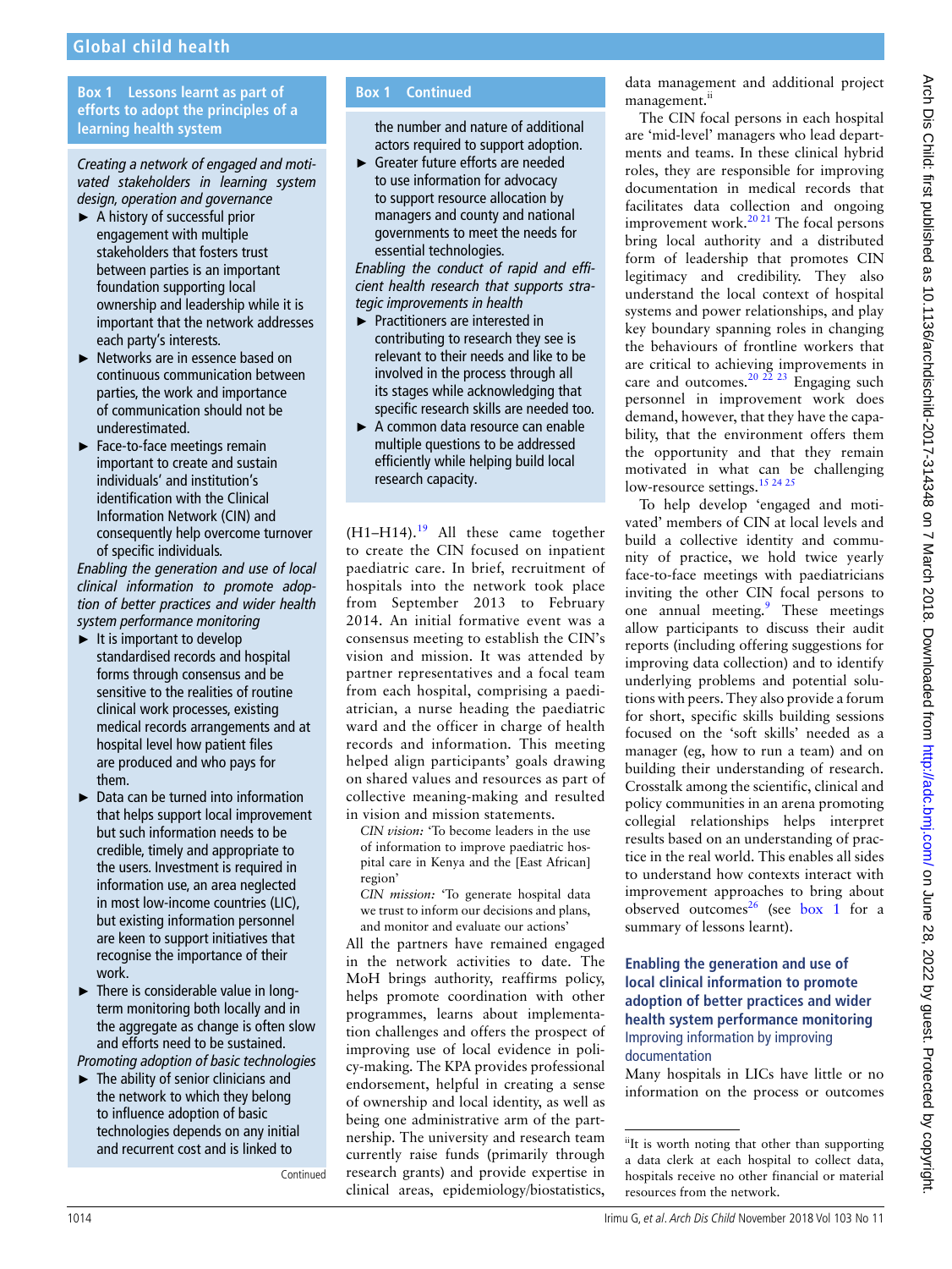**Box 1 Lessons learnt as part of efforts to adopt the principles of a learning health system**

*Creating a network of engaged and motivated stakeholders in learning system design, operation and governance*

- A history of successful prior engagement with multiple stakeholders that fosters trust between parties is an important foundation supporting local ownership and leadership while it is important that the network addresses each party's interests.
- Networks are in essence based on continuous communication between parties, the work and importance of communication should not be underestimated.
- Face-to-face meetings remain important to create and sustain individuals' and institution's identification with the Clinical Information Network (CIN) and consequently help overcome turnover of specific individuals.

*Enabling the generation and use of local clinical information to promote adoption of better practices and wider health system performance monitoring*

- It is important to develop standardised records and hospital forms through consensus and be sensitive to the realities of routine clinical work processes, existing medical records arrangements and at hospital level how patient files are produced and who pays for them.
- Data can be turned into information that helps support local improvement but such information needs to be credible, timely and appropriate to the users. Investment is required in information use, an area neglected in most low-income countries (LIC), but existing information personnel are keen to support initiatives that recognise the importance of their work.
- There is considerable value in long-term monitoring both locally and in the aggregate as change is often slow and efforts need to be sustained.

*Promoting adoption of basic technologies*

- The ability of senior clinicians and the network to which they belong to influence adoption of basic technologies depends on any initial and recurrent cost and is linked to the number and nature of additional actors required to support adoption.
- Greater future efforts are needed to use information for advocacy to support resource allocation by managers and county and national governments to meet the needs for essential technologies.

*Enabling the conduct of rapid and efficient health research that supports strategic improvements in health*

- Practitioners are interested in contributing to research they see is relevant to their needs and like to be involved in the process through all its stages while acknowledging that specific research skills are needed too.
- A common data resource can enable multiple questions to be addressed efficiently while helping build local research capacity.

(H1–H14).[19] All these came together to create the CIN focused on inpatient paediatric care. In brief, recruitment of hospitals into the network took place from September 2013 to February 2014. An initial formative event was a consensus meeting to establish the CIN's vision and mission. It was attended by partner representatives and a focal team from each hospital, comprising a paediatrician, a nurse heading the paediatric ward and the officer in charge of health records and information. This meeting helped align participants' goals drawing on shared values and resources as part of collective meaning-making and resulted in vision and mission statements.

> *CIN vision:* 'To become leaders in the use of information to improve paediatric hospital care in Kenya and the [East African] region'
>
> *CIN mission:* 'To generate hospital data we trust to inform our decisions and plans, and monitor and evaluate our actions'

All the partners have remained engaged in the network activities to date. The MoH brings authority, reaffirms policy, helps promote coordination with other programmes, learns about implementation challenges and offers the prospect of improving use of local evidence in policy-making. The KPA provides professional endorsement, helpful in creating a sense of ownership and local identity, as well as being one administrative arm of the partnership. The university and research team currently raise funds (primarily through research grants) and provide expertise in clinical areas, epidemiology/biostatistics, data management and additional project management.[ii]

The CIN focal persons in each hospital are 'mid-level' managers who lead departments and teams. In these clinical hybrid roles, they are responsible for improving documentation in medical records that facilitates data collection and ongoing improvement work.[20 21] The focal persons bring local authority and a distributed form of leadership that promotes CIN legitimacy and credibility. They also understand the local context of hospital systems and power relationships, and play key boundary spanning roles in changing the behaviours of frontline workers that are critical to achieving improvements in care and outcomes.[20 22 23] Engaging such personnel in improvement work does demand, however, that they have the capability, that the environment offers them the opportunity and that they remain motivated in what can be challenging low-resource settings.[15 24 25]

To help develop 'engaged and motivated' members of CIN at local levels and build a collective identity and community of practice, we hold twice yearly face-to-face meetings with paediatricians inviting the other CIN focal persons to one annual meeting.[9] These meetings allow participants to discuss their audit reports (including offering suggestions for improving data collection) and to identify underlying problems and potential solutions with peers. They also provide a forum for short, specific skills building sessions focused on the 'soft skills' needed as a manager (eg, how to run a team) and on building their understanding of research. Crosstalk among the scientific, clinical and policy communities in an arena promoting collegial relationships helps interpret results based on an understanding of practice in the real world. This enables all sides to understand how contexts interact with improvement approaches to bring about observed outcomes[26] (see box 1 for a summary of lessons learnt).

## Enabling the generation and use of local clinical information to promote adoption of better practices and wider health system performance monitoring

### Improving information by improving documentation

Many hospitals in LICs have little or no information on the process or outcomes

[ii] It is worth noting that other than supporting a data clerk at each hospital to collect data, hospitals receive no other financial or material resources from the network.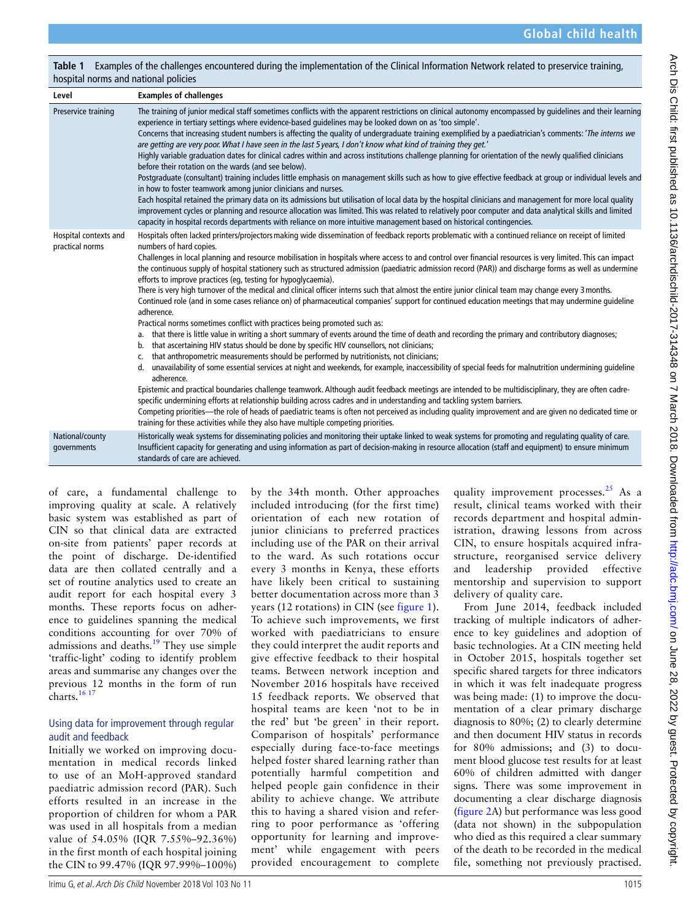**Table 1** Examples of the challenges encountered during the implementation of the Clinical Information Network related to preservice training, hospital norms and national policies

| Level | Examples of challenges |
|---|---|
| Preservice training | The training of junior medical staff sometimes conflicts with the apparent restrictions on clinical autonomy encompassed by guidelines and their learning experience in tertiary settings where evidence-based guidelines may be looked down on as 'too simple'.<br>Concerns that increasing student numbers is affecting the quality of undergraduate training exemplified by a paediatrician's comments: '*The interns we are getting are very poor. What I have seen in the last 5 years, I don't know what kind of training they get.*'<br>Highly variable graduation dates for clinical cadres within and across institutions challenge planning for orientation of the newly qualified clinicians before their rotation on the wards (and see below).<br>Postgraduate (consultant) training includes little emphasis on management skills such as how to give effective feedback at group or individual levels and in how to foster teamwork among junior clinicians and nurses.<br>Each hospital retained the primary data on its admissions but utilisation of local data by the hospital clinicians and management for more local quality improvement cycles or planning and resource allocation was limited. This was related to relatively poor computer and data analytical skills and limited capacity in hospital records departments with reliance on more intuitive management based on historical contingencies. |
| Hospital contexts and practical norms | Hospitals often lacked printers/projectors making wide dissemination of feedback reports problematic with a continued reliance on receipt of limited numbers of hard copies.<br>Challenges in local planning and resource mobilisation in hospitals where access to and control over financial resources is very limited. This can impact the continuous supply of hospital stationery such as structured admission (paediatric admission record (PAR)) and discharge forms as well as undermine efforts to improve practices (eg, testing for hypoglycaemia).<br>There is very high turnover of the medical and clinical officer interns such that almost the entire junior clinical team may change every 3 months.<br>Continued role (and in some cases reliance on) of pharmaceutical companies' support for continued education meetings that may undermine guideline adherence.<br>Practical norms sometimes conflict with practices being promoted such as:<br>a. that there is little value in writing a short summary of events around the time of death and recording the primary and contributory diagnoses;<br>b. that ascertaining HIV status should be done by specific HIV counsellors, not clinicians;<br>c. that anthropometric measurements should be performed by nutritionists, not clinicians;<br>d. unavailability of some essential services at night and weekends, for example, inaccessibility of special feeds for malnutrition undermining guideline adherence.<br>Epistemic and practical boundaries challenge teamwork. Although audit feedback meetings are intended to be multidisciplinary, they are often cadre-specific undermining efforts at relationship building across cadres and in understanding and tackling system barriers.<br>Competing priorities—the role of heads of paediatric teams is often not perceived as including quality improvement and are given no dedicated time or training for these activities while they also have multiple competing priorities. |
| National/county governments | Historically weak systems for disseminating policies and monitoring their uptake linked to weak systems for promoting and regulating quality of care.<br>Insufficient capacity for generating and using information as part of decision-making in resource allocation (staff and equipment) to ensure minimum standards of care are achieved. |

of care, a fundamental challenge to improving quality at scale. A relatively basic system was established as part of CIN so that clinical data are extracted on-site from patients' paper records at the point of discharge. De-identified data are then collated centrally and a set of routine analytics used to create an audit report for each hospital every 3 months. These reports focus on adherence to guidelines spanning the medical conditions accounting for over 70% of admissions and deaths.[19] They use simple 'traffic-light' coding to identify problem areas and summarise any changes over the previous 12 months in the form of run charts.[16 17]

### Using data for improvement through regular audit and feedback

Initially we worked on improving documentation in medical records linked to use of an MoH-approved standard paediatric admission record (PAR). Such efforts resulted in an increase in the proportion of children for whom a PAR was used in all hospitals from a median value of 54.05% (IQR 7.55%–92.36%) in the first month of each hospital joining the CIN to 99.47% (IQR 97.99%–100%) by the 34th month. Other approaches included introducing (for the first time) orientation of each new rotation of junior clinicians to preferred practices including use of the PAR on their arrival to the ward. As such rotations occur every 3 months in Kenya, these efforts have likely been critical to sustaining better documentation across more than 3 years (12 rotations) in CIN (see figure 1). To achieve such improvements, we first worked with paediatricians to ensure they could interpret the audit reports and give effective feedback to their hospital teams. Between network inception and November 2016 hospitals have received 15 feedback reports. We observed that hospital teams are keen 'not to be in the red' but 'be green' in their report. Comparison of hospitals' performance especially during face-to-face meetings helped foster shared learning rather than potentially harmful competition and helped people gain confidence in their ability to achieve change. We attribute this to having a shared vision and referring to poor performance as 'offering opportunity for learning and improvement' while engagement with peers provided encouragement to complete quality improvement processes.[25] As a result, clinical teams worked with their records department and hospital administration, drawing lessons from across CIN, to ensure hospitals acquired infrastructure, reorganised service delivery and leadership provided effective mentorship and supervision to support delivery of quality care.

From June 2014, feedback included tracking of multiple indicators of adherence to key guidelines and adoption of basic technologies. At a CIN meeting held in October 2015, hospitals together set specific shared targets for three indicators in which it was felt inadequate progress was being made: (1) to improve the documentation of a clear primary discharge diagnosis to 80%; (2) to clearly determine and then document HIV status in records for 80% admissions; and (3) to document blood glucose test results for at least 60% of children admitted with danger signs. There was some improvement in documenting a clear discharge diagnosis (figure 2A) but performance was less good (data not shown) in the subpopulation who died as this required a clear summary of the death to be recorded in the medical file, something not previously practised.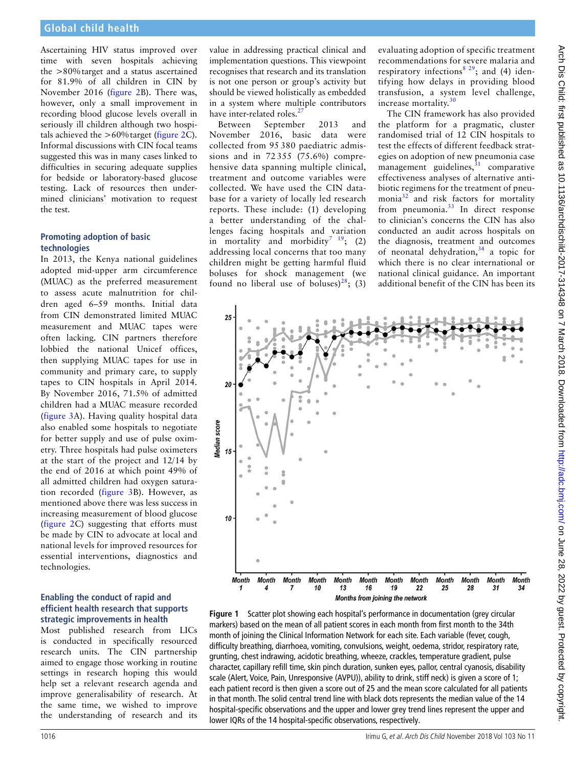Ascertaining HIV status improved over time with seven hospitals achieving the >80% target and a status ascertained for 81.9% of all children in CIN by November 2016 (figure 2B). There was, however, only a small improvement in recording blood glucose levels overall in seriously ill children although two hospitals achieved the >60% target (figure 2C). Informal discussions with CIN focal teams suggested this was in many cases linked to difficulties in securing adequate supplies for bedside or laboratory-based glucose testing. Lack of resources then undermined clinicians' motivation to request the test.

### Promoting adoption of basic technologies

In 2013, the Kenya national guidelines adopted mid-upper arm circumference (MUAC) as the preferred measurement to assess acute malnutrition for children aged 6–59 months. Initial data from CIN demonstrated limited MUAC measurement and MUAC tapes were often lacking. CIN partners therefore lobbied the national Unicef offices, then supplying MUAC tapes for use in community and primary care, to supply tapes to CIN hospitals in April 2014. By November 2016, 71.5% of admitted children had a MUAC measure recorded (figure 3A). Having quality hospital data also enabled some hospitals to negotiate for better supply and use of pulse oximetry. Three hospitals had pulse oximeters at the start of the project and 12/14 by the end of 2016 at which point 49% of all admitted children had oxygen saturation recorded (figure 3B). However, as mentioned above there was less success in increasing measurement of blood glucose (figure 2C) suggesting that efforts must be made by CIN to advocate at local and national levels for improved resources for essential interventions, diagnostics and technologies.

### Enabling the conduct of rapid and efficient health research that supports strategic improvements in health

Most published research from LICs is conducted in specifically resourced research units. The CIN partnership aimed to engage those working in routine settings in research hoping this would help set a relevant research agenda and improve generalisability of research. At the same time, we wished to improve the understanding of research and its value in addressing practical clinical and implementation questions. This viewpoint recognises that research and its translation is not one person or group's activity but should be viewed holistically as embedded in a system where multiple contributors have inter-related roles.[27]

Between September 2013 and November 2016, basic data were collected from 95 380 paediatric admissions and in 72 355 (75.6%) comprehensive data spanning multiple clinical, treatment and outcome variables were collected. We have used the CIN database for a variety of locally led research reports. These include: (1) developing a better understanding of the challenges facing hospitals and variation in mortality and morbidity[7 19]; (2) addressing local concerns that too many children might be getting harmful fluid boluses for shock management (we found no liberal use of boluses)[28]; (3) evaluating adoption of specific treatment recommendations for severe malaria and respiratory infections[8 29]; and (4) identifying how delays in providing blood transfusion, a system level challenge, increase mortality.[30]

The CIN framework has also provided the platform for a pragmatic, cluster randomised trial of 12 CIN hospitals to test the effects of different feedback strategies on adoption of new pneumonia case management guidelines,[31] comparative effectiveness analyses of alternative antibiotic regimens for the treatment of pneumonia[32] and risk factors for mortality from pneumonia.[33] In direct response to clinician's concerns the CIN has also conducted an audit across hospitals on the diagnosis, treatment and outcomes of neonatal dehydration,[34] a topic for which there is no clear international or national clinical guidance. An important additional benefit of the CIN has been its

**Figure 1** Scatter plot showing each hospital's performance in documentation (grey circular markers) based on the mean of all patient scores in each month from first month to the 34th month of joining the Clinical Information Network for each site. Each variable (fever, cough, difficulty breathing, diarrhoea, vomiting, convulsions, weight, oedema, stridor, respiratory rate, grunting, chest indrawing, acidotic breathing, wheeze, crackles, temperature gradient, pulse character, capillary refill time, skin pinch duration, sunken eyes, pallor, central cyanosis, disability scale (Alert, Voice, Pain, Unresponsive (AVPU)), ability to drink, stiff neck) is given a score of 1; each patient record is then given a score out of 25 and the mean score calculated for all patients in that month. The solid central trend line with black dots represents the median value of the 14 hospital-specific observations and the upper and lower grey trend lines represent the upper and lower IQRs of the 14 hospital-specific observations, respectively.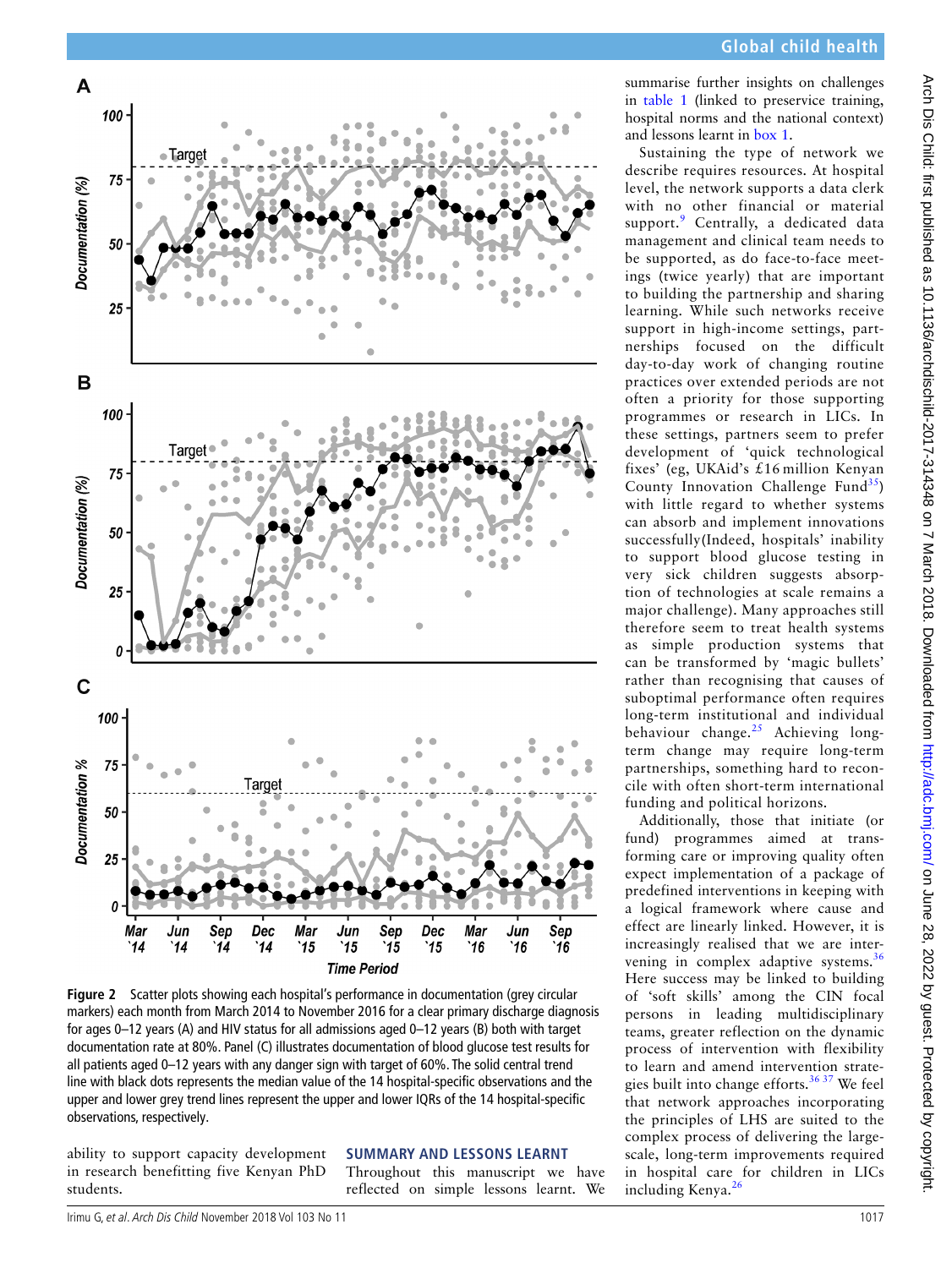Figure 2 Scatter plots showing each hospital's performance in documentation (grey circular markers) each month from March 2014 to November 2016 for a clear primary discharge diagnosis for ages 0–12 years (A) and HIV status for all admissions aged 0–12 years (B) both with target documentation rate at 80%. Panel (C) illustrates documentation of blood glucose test results for all patients aged 0–12 years with any danger sign with target of 60%. The solid central trend line with black dots represents the median value of the 14 hospital-specific observations and the upper and lower grey trend lines represent the upper and lower IQRs of the 14 hospital-specific observations, respectively.

ability to support capacity development in research benefitting five Kenyan PhD students.

## SUMMARY AND LESSONS LEARNT

Throughout this manuscript we have reflected on simple lessons learnt. We summarise further insights on challenges in table 1 (linked to preservice training, hospital norms and the national context) and lessons learnt in box 1.

Sustaining the type of network we describe requires resources. At hospital level, the network supports a data clerk with no other financial or material support.[9] Centrally, a dedicated data management and clinical team needs to be supported, as do face-to-face meetings (twice yearly) that are important to building the partnership and sharing learning. While such networks receive support in high-income settings, partnerships focused on the difficult day-to-day work of changing routine practices over extended periods are not often a priority for those supporting programmes or research in LICs. In these settings, partners seem to prefer development of 'quick technological fixes' (eg, UKAid's £16 million Kenyan County Innovation Challenge Fund[35]) with little regard to whether systems can absorb and implement innovations successfully(Indeed, hospitals' inability to support blood glucose testing in very sick children suggests absorption of technologies at scale remains a major challenge). Many approaches still therefore seem to treat health systems as simple production systems that can be transformed by 'magic bullets' rather than recognising that causes of suboptimal performance often requires long-term institutional and individual behaviour change.[25] Achieving long-term change may require long-term partnerships, something hard to reconcile with often short-term international funding and political horizons.

Additionally, those that initiate (or fund) programmes aimed at transforming care or improving quality often expect implementation of a package of predefined interventions in keeping with a logical framework where cause and effect are linearly linked. However, it is increasingly realised that we are intervening in complex adaptive systems.[36] Here success may be linked to building of 'soft skills' among the CIN focal persons in leading multidisciplinary teams, greater reflection on the dynamic process of intervention with flexibility to learn and amend intervention strategies built into change efforts.[36,37] We feel that network approaches incorporating the principles of LHS are suited to the complex process of delivering the large-scale, long-term improvements required in hospital care for children in LICs including Kenya.[26]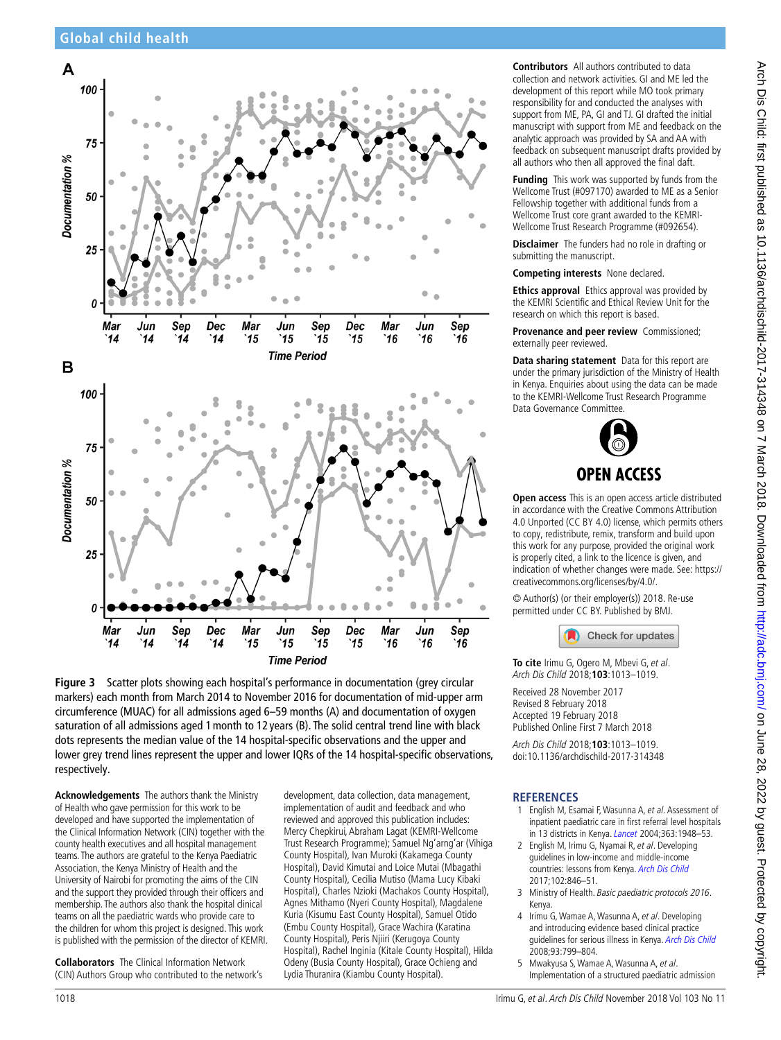Figure 3 Scatter plots showing each hospital's performance in documentation (grey circular markers) each month from March 2014 to November 2016 for documentation of mid-upper arm circumference (MUAC) for all admissions aged 6–59 months (A) and documentation of oxygen saturation of all admissions aged 1 month to 12 years (B). The solid central trend line with black dots represents the median value of the 14 hospital-specific observations and the upper and lower grey trend lines represent the upper and lower IQRs of the 14 hospital-specific observations, respectively.

**Acknowledgements** The authors thank the Ministry of Health who gave permission for this work to be developed and have supported the implementation of the Clinical Information Network (CIN) together with the county health executives and all hospital management teams. The authors are grateful to the Kenya Paediatric Association, the Kenya Ministry of Health and the University of Nairobi for promoting the aims of the CIN and the support they provided through their officers and membership. The authors also thank the hospital clinical teams on all the paediatric wards who provide care to the children for whom this project is designed. This work is published with the permission of the director of KEMRI.

**Collaborators** The Clinical Information Network (CIN) Authors Group who contributed to the network's development, data collection, data management, implementation of audit and feedback and who reviewed and approved this publication includes: Mercy Chepkirui, Abraham Lagat (KEMRI-Wellcome Trust Research Programme); Samuel Ng'arng'ar (Vihiga County Hospital), Ivan Muroki (Kakamega County Hospital), David Kimutai and Loice Mutai (Mbagathi County Hospital), Cecilia Mutiso (Mama Lucy Kibaki Hospital), Charles Nzioki (Machakos County Hospital), Agnes Mithamo (Nyeri County Hospital), Magdalene Kuria (Kisumu East County Hospital), Samuel Otido (Embu County Hospital), Grace Wachira (Karatina County Hospital), Peris Njiiri (Kerugoya County Hospital), Rachel Inginia (Kitale County Hospital), Hilda Odeny (Busia County Hospital), Grace Ochieng and Lydia Thuranira (Kiambu County Hospital).

**Contributors** All authors contributed to data collection and network activities. GI and ME led the development of this report while MO took primary responsibility for and conducted the analyses with support from ME, PA, GI and TJ. GI drafted the initial manuscript with support from ME and feedback on the analytic approach was provided by SA and AA with feedback on subsequent manuscript drafts provided by all authors who then all approved the final daft.

**Funding** This work was supported by funds from the Wellcome Trust (#097170) awarded to ME as a Senior Fellowship together with additional funds from a Wellcome Trust core grant awarded to the KEMRI-Wellcome Trust Research Programme (#092654).

**Disclaimer** The funders had no role in drafting or submitting the manuscript.

**Competing interests** None declared.

**Ethics approval** Ethics approval was provided by the KEMRI Scientific and Ethical Review Unit for the research on which this report is based.

**Provenance and peer review** Commissioned; externally peer reviewed.

**Data sharing statement** Data for this report are under the primary jurisdiction of the Ministry of Health in Kenya. Enquiries about using the data can be made to the KEMRI-Wellcome Trust Research Programme Data Governance Committee.

**Open access** This is an open access article distributed in accordance with the Creative Commons Attribution 4.0 Unported (CC BY 4.0) license, which permits others to copy, redistribute, remix, transform and build upon this work for any purpose, provided the original work is properly cited, a link to the licence is given, and indication of whether changes were made. See: https://creativecommons.org/licenses/by/4.0/.

© Author(s) (or their employer(s)) 2018. Re-use permitted under CC BY. Published by BMJ.

**To cite** Irimu G, Ogero M, Mbevi G, *et al*. *Arch Dis Child* 2018;**103**:1013–1019.

Received 28 November 2017
Revised 8 February 2018
Accepted 19 February 2018
Published Online First 7 March 2018

*Arch Dis Child* 2018;**103**:1013–1019.
doi:10.1136/archdischild-2017-314348

## REFERENCES

1. English M, Esamai F, Wasunna A, *et al*. Assessment of inpatient paediatric care in first referral level hospitals in 13 districts in Kenya. *Lancet* 2004;363:1948–53.
2. English M, Irimu G, Nyamai R, *et al*. Developing guidelines in low-income and middle-income countries: lessons from Kenya. *Arch Dis Child* 2017;102:846–51.
3. Ministry of Health. *Basic paediatric protocols 2016*. Kenya.
4. Irimu G, Wamae A, Wasunna A, *et al*. Developing and introducing evidence based clinical practice guidelines for serious illness in Kenya. *Arch Dis Child* 2008;93:799–804.
5. Mwakyusa S, Wamae A, Wasunna A, *et al*. Implementation of a structured paediatric admission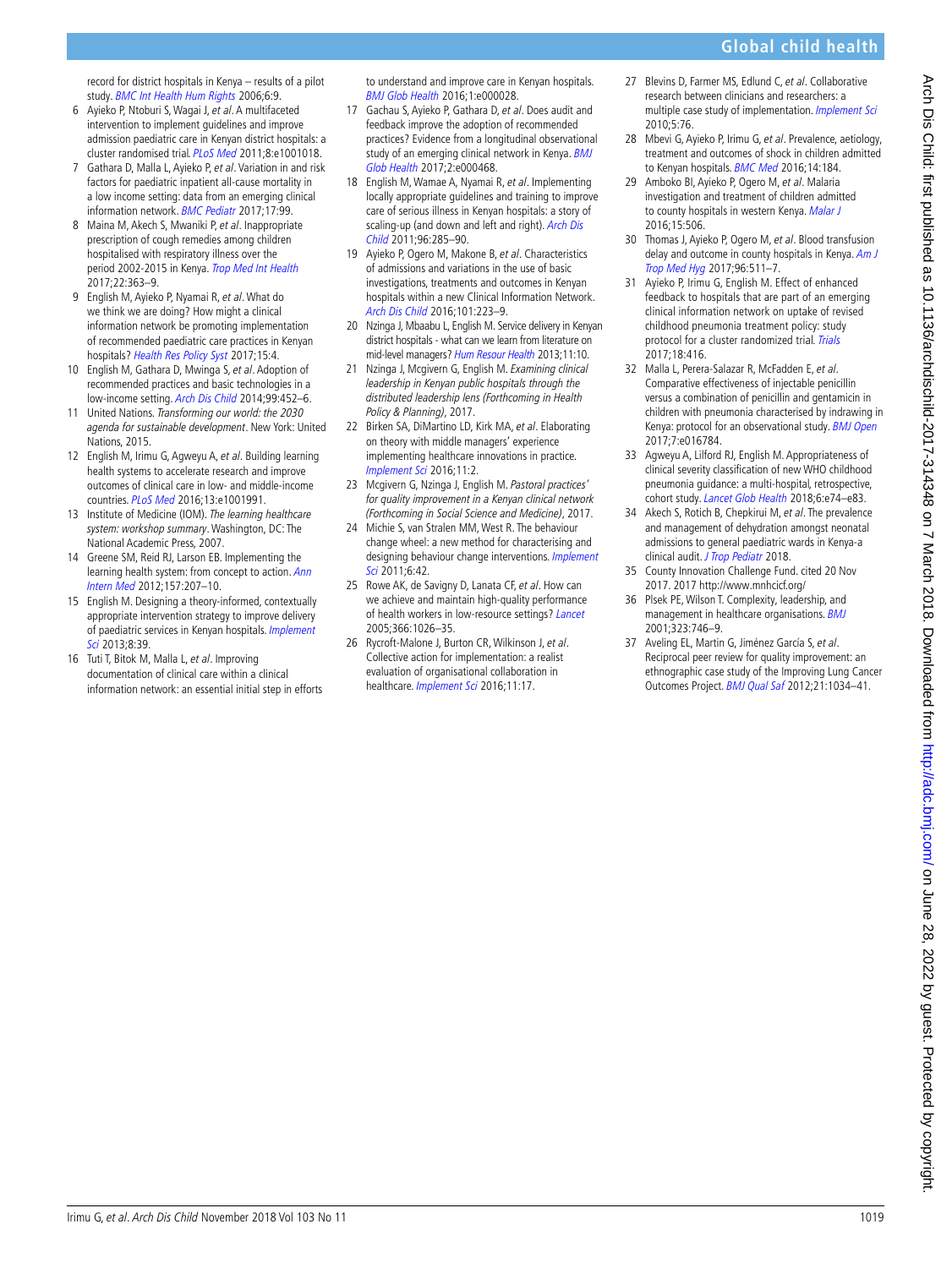record for district hospitals in Kenya – results of a pilot study. *BMC Int Health Hum Rights* 2006;6:9.

6 Ayieko P, Ntoburi S, Wagai J, *et al*. A multifaceted intervention to implement guidelines and improve admission paediatric care in Kenyan district hospitals: a cluster randomised trial. *PLoS Med* 2011;8:e1001018.
7 Gathara D, Malla L, Ayieko P, *et al*. Variation in and risk factors for paediatric inpatient all-cause mortality in a low income setting: data from an emerging clinical information network. *BMC Pediatr* 2017;17:99.
8 Maina M, Akech S, Mwaniki P, *et al*. Inappropriate prescription of cough remedies among children hospitalised with respiratory illness over the period 2002-2015 in Kenya. *Trop Med Int Health* 2017;22:363–9.
9 English M, Ayieko P, Nyamai R, *et al*. What do we think we are doing? How might a clinical information network be promoting implementation of recommended paediatric care practices in Kenyan hospitals? *Health Res Policy Syst* 2017;15:4.
10 English M, Gathara D, Mwinga S, *et al*. Adoption of recommended practices and basic technologies in a low-income setting. *Arch Dis Child* 2014;99:452–6.
11 United Nations. *Transforming our world: the 2030 agenda for sustainable development*. New York: United Nations, 2015.
12 English M, Irimu G, Agweyu A, *et al*. Building learning health systems to accelerate research and improve outcomes of clinical care in low- and middle-income countries. *PLoS Med* 2016;13:e1001991.
13 Institute of Medicine (IOM). *The learning healthcare system: workshop summary*. Washington, DC: The National Academic Press, 2007.
14 Greene SM, Reid RJ, Larson EB. Implementing the learning health system: from concept to action. *Ann Intern Med* 2012;157:207–10.
15 English M. Designing a theory-informed, contextually appropriate intervention strategy to improve delivery of paediatric services in Kenyan hospitals. *Implement Sci* 2013;8:39.
16 Tuti T, Bitok M, Malla L, *et al*. Improving documentation of clinical care within a clinical information network: an essential initial step in efforts to understand and improve care in Kenyan hospitals. *BMJ Glob Health* 2016;1:e000028.
17 Gachau S, Ayieko P, Gathara D, *et al*. Does audit and feedback improve the adoption of recommended practices? Evidence from a longitudinal observational study of an emerging clinical network in Kenya. *BMJ Glob Health* 2017;2:e000468.
18 English M, Wamae A, Nyamai R, *et al*. Implementing locally appropriate guidelines and training to improve care of serious illness in Kenyan hospitals: a story of scaling-up (and down and left and right). *Arch Dis Child* 2011;96:285–90.
19 Ayieko P, Ogero M, Makone B, *et al*. Characteristics of admissions and variations in the use of basic investigations, treatments and outcomes in Kenyan hospitals within a new Clinical Information Network. *Arch Dis Child* 2016;101:223–9.
20 Nzinga J, Mbaabu L, English M. Service delivery in Kenyan district hospitals - what can we learn from literature on mid-level managers? *Hum Resour Health* 2013;11:10.
21 Nzinga J, Mcgivern G, English M. *Examining clinical leadership in Kenyan public hospitals through the distributed leadership lens (Forthcoming in Health Policy & Planning)*, 2017.
22 Birken SA, DiMartino LD, Kirk MA, *et al*. Elaborating on theory with middle managers' experience implementing healthcare innovations in practice. *Implement Sci* 2016;11:2.
23 Mcgivern G, Nzinga J, English M. *Pastoral practices' for quality improvement in a Kenyan clinical network (Forthcoming in Social Science and Medicine)*, 2017.
24 Michie S, van Stralen MM, West R. The behaviour change wheel: a new method for characterising and designing behaviour change interventions. *Implement Sci* 2011;6:42.
25 Rowe AK, de Savigny D, Lanata CF, *et al*. How can we achieve and maintain high-quality performance of health workers in low-resource settings? *Lancet* 2005;366:1026–35.
26 Rycroft-Malone J, Burton CR, Wilkinson J, *et al*. Collective action for implementation: a realist evaluation of organisational collaboration in healthcare. *Implement Sci* 2016;11:17.
27 Blevins D, Farmer MS, Edlund C, *et al*. Collaborative research between clinicians and researchers: a multiple case study of implementation. *Implement Sci* 2010;5:76.
28 Mbevi G, Ayieko P, Irimu G, *et al*. Prevalence, aetiology, treatment and outcomes of shock in children admitted to Kenyan hospitals. *BMC Med* 2016;14:184.
29 Amboko BI, Ayieko P, Ogero M, *et al*. Malaria investigation and treatment of children admitted to county hospitals in western Kenya. *Malar J* 2016;15:506.
30 Thomas J, Ayieko P, Ogero M, *et al*. Blood transfusion delay and outcome in county hospitals in Kenya. *Am J Trop Med Hyg* 2017;96:511–7.
31 Ayieko P, Irimu G, English M. Effect of enhanced feedback to hospitals that are part of an emerging clinical information network on uptake of revised childhood pneumonia treatment policy: study protocol for a cluster randomized trial. *Trials* 2017;18:416.
32 Malla L, Perera-Salazar R, McFadden E, *et al*. Comparative effectiveness of injectable penicillin versus a combination of penicillin and gentamicin in children with pneumonia characterised by indrawing in Kenya: protocol for an observational study. *BMJ Open* 2017;7:e016784.
33 Agweyu A, Lilford RJ, English M. Appropriateness of clinical severity classification of new WHO childhood pneumonia guidance: a multi-hospital, retrospective, cohort study. *Lancet Glob Health* 2018;6:e74–e83.
34 Akech S, Rotich B, Chepkirui M, *et al*. The prevalence and management of dehydration amongst neonatal admissions to general paediatric wards in Kenya-a clinical audit. *J Trop Pediatr* 2018.
35 County Innovation Challenge Fund. cited 20 Nov 2017. 2017 http://www.mnhcicf.org/
36 Plsek PE, Wilson T. Complexity, leadership, and management in healthcare organisations. *BMJ* 2001;323:746–9.
37 Aveling EL, Martin G, Jiménez García S, *et al*. Reciprocal peer review for quality improvement: an ethnographic case study of the Improving Lung Cancer Outcomes Project. *BMJ Qual Saf* 2012;21:1034–41.